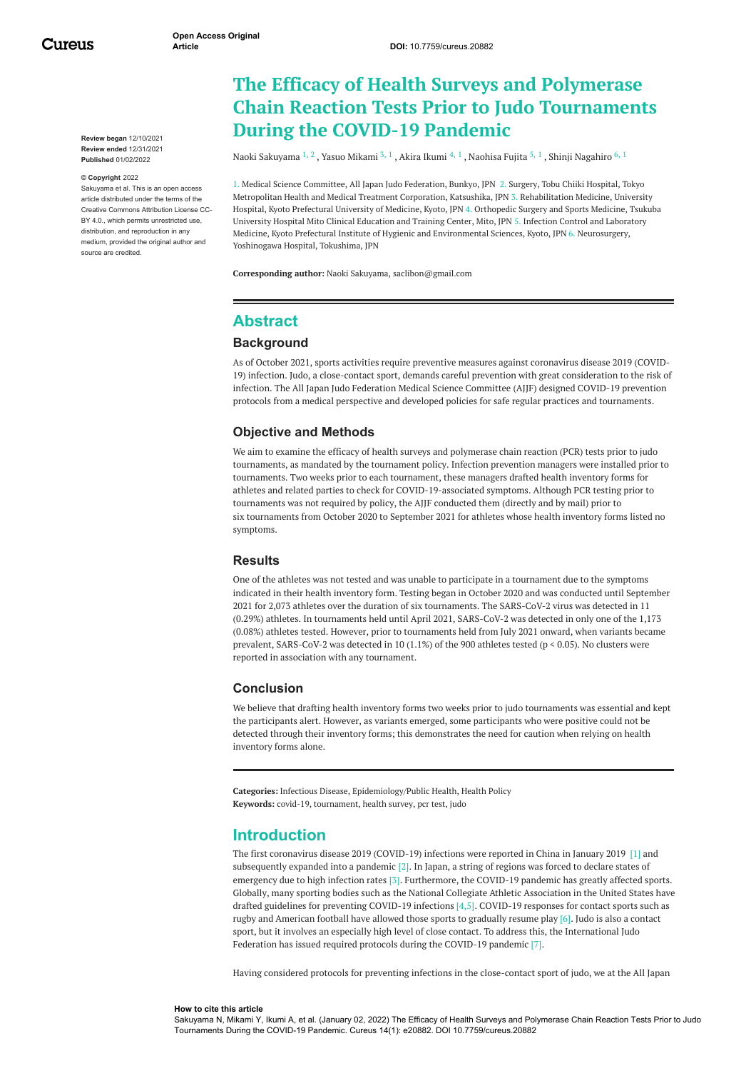Open Access Original Article

DOI: 10.7759/cureus.20882

# The Efficacy of Health Surveys and Polymerase Chain Reaction Tests Prior to Judo Tournaments During the COVID-19 Pandemic

Naoki Sakuyama [1, 2], Yasuo Mikami [3, 1], Akira Ikumi [4, 1], Naohisa Fujita [5, 1], Shinji Nagahiro [6, 1]

1. Medical Science Committee, All Japan Judo Federation, Bunkyo, JPN 2. Surgery, Tobu Chiiki Hospital, Tokyo Metropolitan Health and Medical Treatment Corporation, Katsushika, JPN 3. Rehabilitation Medicine, University Hospital, Kyoto Prefectural University of Medicine, Kyoto, JPN 4. Orthopedic Surgery and Sports Medicine, Tsukuba University Hospital Mito Clinical Education and Training Center, Mito, JPN 5. Infection Control and Laboratory Medicine, Kyoto Prefectural Institute of Hygienic and Environmental Sciences, Kyoto, JPN 6. Neurosurgery, Yoshinogawa Hospital, Tokushima, JPN

**Corresponding author:** Naoki Sakuyama, saclibon@gmail.com

**Review began** 12/10/2021
**Review ended** 12/31/2021
**Published** 01/02/2022

**© Copyright** 2022
Sakuyama et al. This is an open access article distributed under the terms of the Creative Commons Attribution License CC-BY 4.0., which permits unrestricted use, distribution, and reproduction in any medium, provided the original author and source are credited.

## Abstract

### Background

As of October 2021, sports activities require preventive measures against coronavirus disease 2019 (COVID-19) infection. Judo, a close-contact sport, demands careful prevention with great consideration to the risk of infection. The All Japan Judo Federation Medical Science Committee (AJJF) designed COVID-19 prevention protocols from a medical perspective and developed policies for safe regular practices and tournaments.

### Objective and Methods

We aim to examine the efficacy of health surveys and polymerase chain reaction (PCR) tests prior to judo tournaments, as mandated by the tournament policy. Infection prevention managers were installed prior to tournaments. Two weeks prior to each tournament, these managers drafted health inventory forms for athletes and related parties to check for COVID-19-associated symptoms. Although PCR testing prior to tournaments was not required by policy, the AJJF conducted them (directly and by mail) prior to six tournaments from October 2020 to September 2021 for athletes whose health inventory forms listed no symptoms.

### Results

One of the athletes was not tested and was unable to participate in a tournament due to the symptoms indicated in their health inventory form. Testing began in October 2020 and was conducted until September 2021 for 2,073 athletes over the duration of six tournaments. The SARS-CoV-2 virus was detected in 11 (0.29%) athletes. In tournaments held until April 2021, SARS-CoV-2 was detected in only one of the 1,173 (0.08%) athletes tested. However, prior to tournaments held from July 2021 onward, when variants became prevalent, SARS-CoV-2 was detected in 10 (1.1%) of the 900 athletes tested ($p < 0.05$). No clusters were reported in association with any tournament.

### Conclusion

We believe that drafting health inventory forms two weeks prior to judo tournaments was essential and kept the participants alert. However, as variants emerged, some participants who were positive could not be detected through their inventory forms; this demonstrates the need for caution when relying on health inventory forms alone.

**Categories:** Infectious Disease, Epidemiology/Public Health, Health Policy
**Keywords:** covid-19, tournament, health survey, pcr test, judo

## Introduction

The first coronavirus disease 2019 (COVID-19) infections were reported in China in January 2019 [1] and subsequently expanded into a pandemic [2]. In Japan, a string of regions was forced to declare states of emergency due to high infection rates [3]. Furthermore, the COVID-19 pandemic has greatly affected sports. Globally, many sporting bodies such as the National Collegiate Athletic Association in the United States have drafted guidelines for preventing COVID-19 infections [4,5]. COVID-19 responses for contact sports such as rugby and American football have allowed those sports to gradually resume play [6]. Judo is also a contact sport, but it involves an especially high level of close contact. To address this, the International Judo Federation has issued required protocols during the COVID-19 pandemic [7].

Having considered protocols for preventing infections in the close-contact sport of judo, we at the All Japan

**How to cite this article**
Sakuyama N, Mikami Y, Ikumi A, et al. (January 02, 2022) The Efficacy of Health Surveys and Polymerase Chain Reaction Tests Prior to Judo Tournaments During the COVID-19 Pandemic. Cureus 14(1): e20882. DOI 10.7759/cureus.20882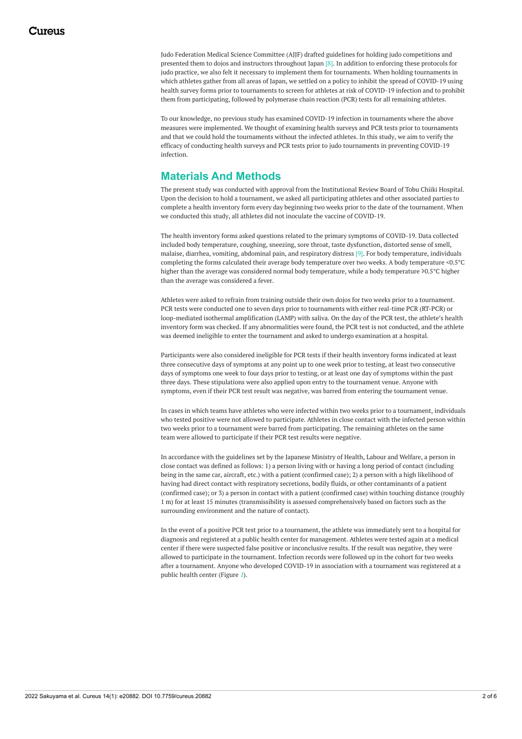Judo Federation Medical Science Committee (AJJF) drafted guidelines for holding judo competitions and presented them to dojos and instructors throughout Japan [8]. In addition to enforcing these protocols for judo practice, we also felt it necessary to implement them for tournaments. When holding tournaments in which athletes gather from all areas of Japan, we settled on a policy to inhibit the spread of COVID-19 using health survey forms prior to tournaments to screen for athletes at risk of COVID-19 infection and to prohibit them from participating, followed by polymerase chain reaction (PCR) tests for all remaining athletes.

To our knowledge, no previous study has examined COVID-19 infection in tournaments where the above measures were implemented. We thought of examining health surveys and PCR tests prior to tournaments and that we could hold the tournaments without the infected athletes. In this study, we aim to verify the efficacy of conducting health surveys and PCR tests prior to judo tournaments in preventing COVID-19 infection.

## Materials And Methods

The present study was conducted with approval from the Institutional Review Board of Tobu Chiiki Hospital. Upon the decision to hold a tournament, we asked all participating athletes and other associated parties to complete a health inventory form every day beginning two weeks prior to the date of the tournament. When we conducted this study, all athletes did not inoculate the vaccine of COVID-19.

The health inventory forms asked questions related to the primary symptoms of COVID-19. Data collected included body temperature, coughing, sneezing, sore throat, taste dysfunction, distorted sense of smell, malaise, diarrhea, vomiting, abdominal pain, and respiratory distress [9]. For body temperature, individuals completing the forms calculated their average body temperature over two weeks. A body temperature <0.5°C higher than the average was considered normal body temperature, while a body temperature ≥0.5°C higher than the average was considered a fever.

Athletes were asked to refrain from training outside their own dojos for two weeks prior to a tournament. PCR tests were conducted one to seven days prior to tournaments with either real-time PCR (RT-PCR) or loop-mediated isothermal amplification (LAMP) with saliva. On the day of the PCR test, the athlete's health inventory form was checked. If any abnormalities were found, the PCR test is not conducted, and the athlete was deemed ineligible to enter the tournament and asked to undergo examination at a hospital.

Participants were also considered ineligible for PCR tests if their health inventory forms indicated at least three consecutive days of symptoms at any point up to one week prior to testing, at least two consecutive days of symptoms one week to four days prior to testing, or at least one day of symptoms within the past three days. These stipulations were also applied upon entry to the tournament venue. Anyone with symptoms, even if their PCR test result was negative, was barred from entering the tournament venue.

In cases in which teams have athletes who were infected within two weeks prior to a tournament, individuals who tested positive were not allowed to participate. Athletes in close contact with the infected person within two weeks prior to a tournament were barred from participating. The remaining athletes on the same team were allowed to participate if their PCR test results were negative.

In accordance with the guidelines set by the Japanese Ministry of Health, Labour and Welfare, a person in close contact was defined as follows: 1) a person living with or having a long period of contact (including being in the same car, aircraft, etc.) with a patient (confirmed case); 2) a person with a high likelihood of having had direct contact with respiratory secretions, bodily fluids, or other contaminants of a patient (confirmed case); or 3) a person in contact with a patient (confirmed case) within touching distance (roughly 1 m) for at least 15 minutes (transmissibility is assessed comprehensively based on factors such as the surrounding environment and the nature of contact).

In the event of a positive PCR test prior to a tournament, the athlete was immediately sent to a hospital for diagnosis and registered at a public health center for management. Athletes were tested again at a medical center if there were suspected false positive or inconclusive results. If the result was negative, they were allowed to participate in the tournament. Infection records were followed up in the cohort for two weeks after a tournament. Anyone who developed COVID-19 in association with a tournament was registered at a public health center (Figure 1).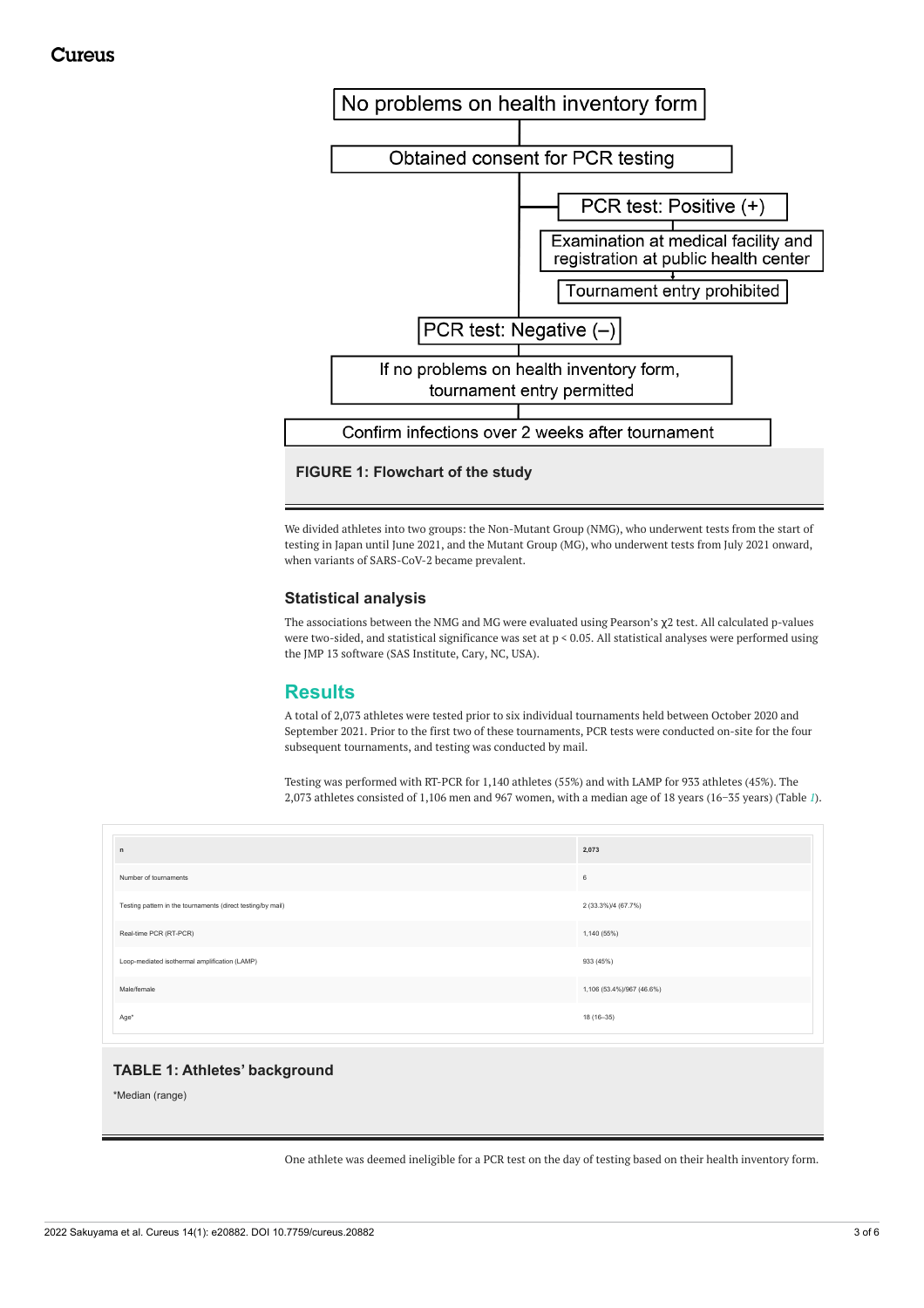No problems on health inventory form

Obtained consent for PCR testing

PCR test: Positive (+)

Examination at medical facility and registration at public health center

Tournament entry prohibited

PCR test: Negative (–)

If no problems on health inventory form, tournament entry permitted

Confirm infections over 2 weeks after tournament

**FIGURE 1: Flowchart of the study**

We divided athletes into two groups: the Non-Mutant Group (NMG), who underwent tests from the start of testing in Japan until June 2021, and the Mutant Group (MG), who underwent tests from July 2021 onward, when variants of SARS-CoV-2 became prevalent.

### Statistical analysis

The associations between the NMG and MG were evaluated using Pearson's $\chi^2$ test. All calculated p-values were two-sided, and statistical significance was set at $p < 0.05$. All statistical analyses were performed using the JMP 13 software (SAS Institute, Cary, NC, USA).

## Results

A total of 2,073 athletes were tested prior to six individual tournaments held between October 2020 and September 2021. Prior to the first two of these tournaments, PCR tests were conducted on-site for the four subsequent tournaments, and testing was conducted by mail.

Testing was performed with RT-PCR for 1,140 athletes (55%) and with LAMP for 933 athletes (45%). The 2,073 athletes consisted of 1,106 men and 967 women, with a median age of 18 years (16–35 years) (Table 1).

| n | 2,073 |
|---|---|
| Number of tournaments | 6 |
| Testing pattern in the tournaments (direct testing/by mail) | 2 (33.3%)/4 (67.7%) |
| Real-time PCR (RT-PCR) | 1,140 (55%) |
| Loop-mediated isothermal amplification (LAMP) | 933 (45%) |
| Male/female | 1,106 (53.4%)/967 (46.6%) |
| Age* | 18 (16–35) |

**TABLE 1: Athletes' background**

*Median (range)

One athlete was deemed ineligible for a PCR test on the day of testing based on their health inventory form.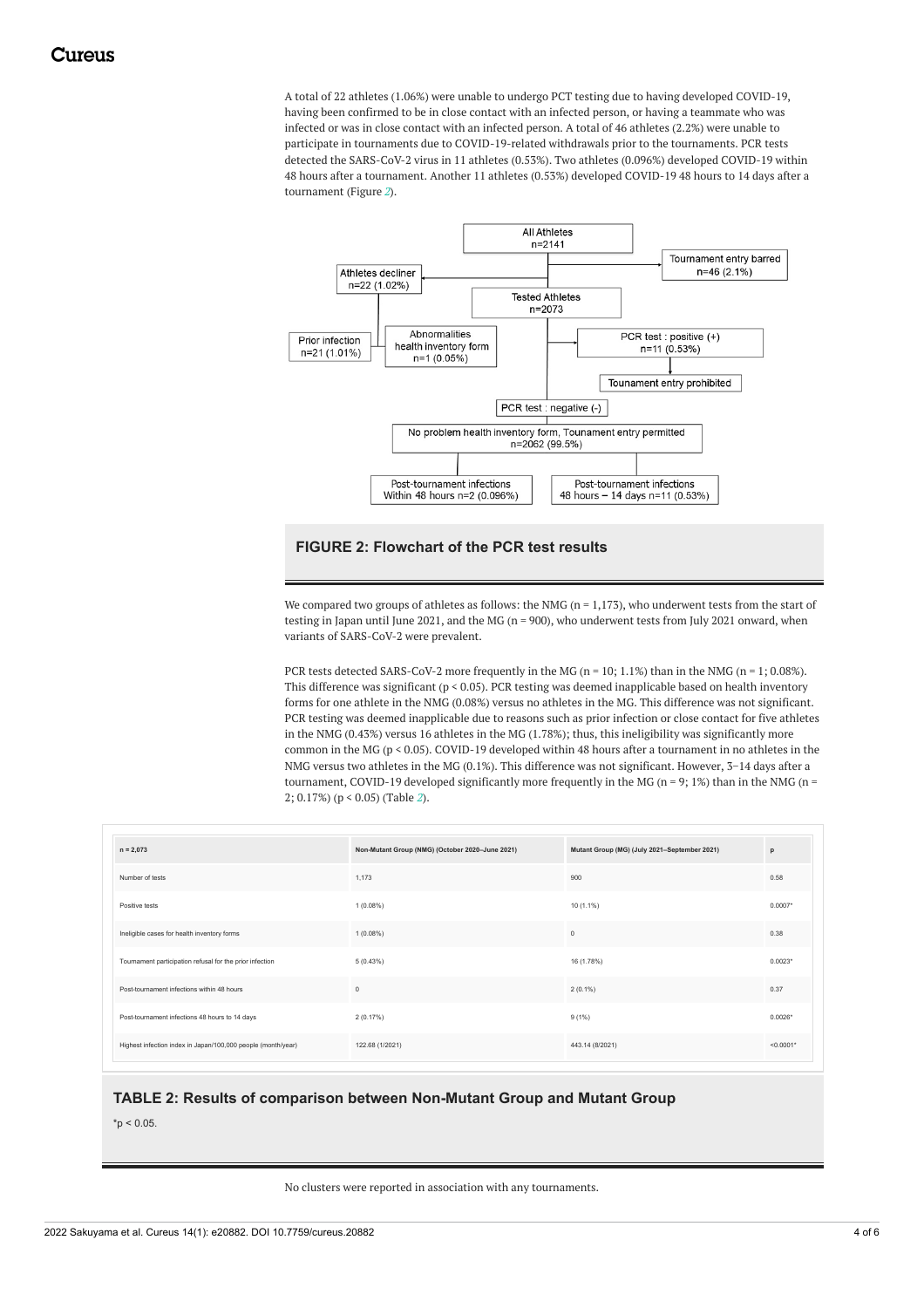A total of 22 athletes (1.06%) were unable to undergo PCT testing due to having developed COVID-19, having been confirmed to be in close contact with an infected person, or having a teammate who was infected or was in close contact with an infected person. A total of 46 athletes (2.2%) were unable to participate in tournaments due to COVID-19-related withdrawals prior to the tournaments. PCR tests detected the SARS-CoV-2 virus in 11 athletes (0.53%). Two athletes (0.096%) developed COVID-19 within 48 hours after a tournament. Another 11 athletes (0.53%) developed COVID-19 48 hours to 14 days after a tournament (Figure 2).

All Athletes n=2141

Tournament entry barred n=46 (2.1%)

Athletes decliner n=22 (1.02%)

Tested Athletes n=2073

Prior infection n=21 (1.01%)

Abnormalities health inventory form n=1 (0.05%)

PCR test : positive (+) n=11 (0.53%)

Tounament entry prohibited

PCR test : negative (-)

No problem health inventory form, Tounament entry permitted n=2062 (99.5%)

Post-tournament infections Within 48 hours n=2 (0.096%)

Post-tournament infections 48 hours – 14 days n=11 (0.53%)

**FIGURE 2: Flowchart of the PCR test results**

We compared two groups of athletes as follows: the NMG (n = 1,173), who underwent tests from the start of testing in Japan until June 2021, and the MG (n = 900), who underwent tests from July 2021 onward, when variants of SARS-CoV-2 were prevalent.

PCR tests detected SARS-CoV-2 more frequently in the MG (n = 10; 1.1%) than in the NMG (n = 1; 0.08%). This difference was significant ($p < 0.05$). PCR testing was deemed inapplicable based on health inventory forms for one athlete in the NMG (0.08%) versus no athletes in the MG. This difference was not significant. PCR testing was deemed inapplicable due to reasons such as prior infection or close contact for five athletes in the NMG (0.43%) versus 16 athletes in the MG (1.78%); thus, this ineligibility was significantly more common in the MG ($p < 0.05$). COVID-19 developed within 48 hours after a tournament in no athletes in the NMG versus two athletes in the MG (0.1%). This difference was not significant. However, 3–14 days after a tournament, COVID-19 developed significantly more frequently in the MG (n = 9; 1%) than in the NMG (n = 2; 0.17%) ($p < 0.05$) (Table 2).

| n = 2,073 | Non-Mutant Group (NMG) (October 2020–June 2021) | Mutant Group (MG) (July 2021–September 2021) | p |
|---|---|---|---|
| Number of tests | 1,173 | 900 | 0.58 |
| Positive tests | 1 (0.08%) | 10 (1.1%) | 0.0007* |
| Ineligible cases for health inventory forms | 1 (0.08%) | 0 | 0.38 |
| Tournament participation refusal for the prior infection | 5 (0.43%) | 16 (1.78%) | 0.0023* |
| Post-tournament infections within 48 hours | 0 | 2 (0.1%) | 0.37 |
| Post-tournament infections 48 hours to 14 days | 2 (0.17%) | 9 (1%) | 0.0026* |
| Highest infection index in Japan/100,000 people (month/year) | 122.68 (1/2021) | 443.14 (8/2021) | <0.0001* |

**TABLE 2: Results of comparison between Non-Mutant Group and Mutant Group**

*$p < 0.05$.

No clusters were reported in association with any tournaments.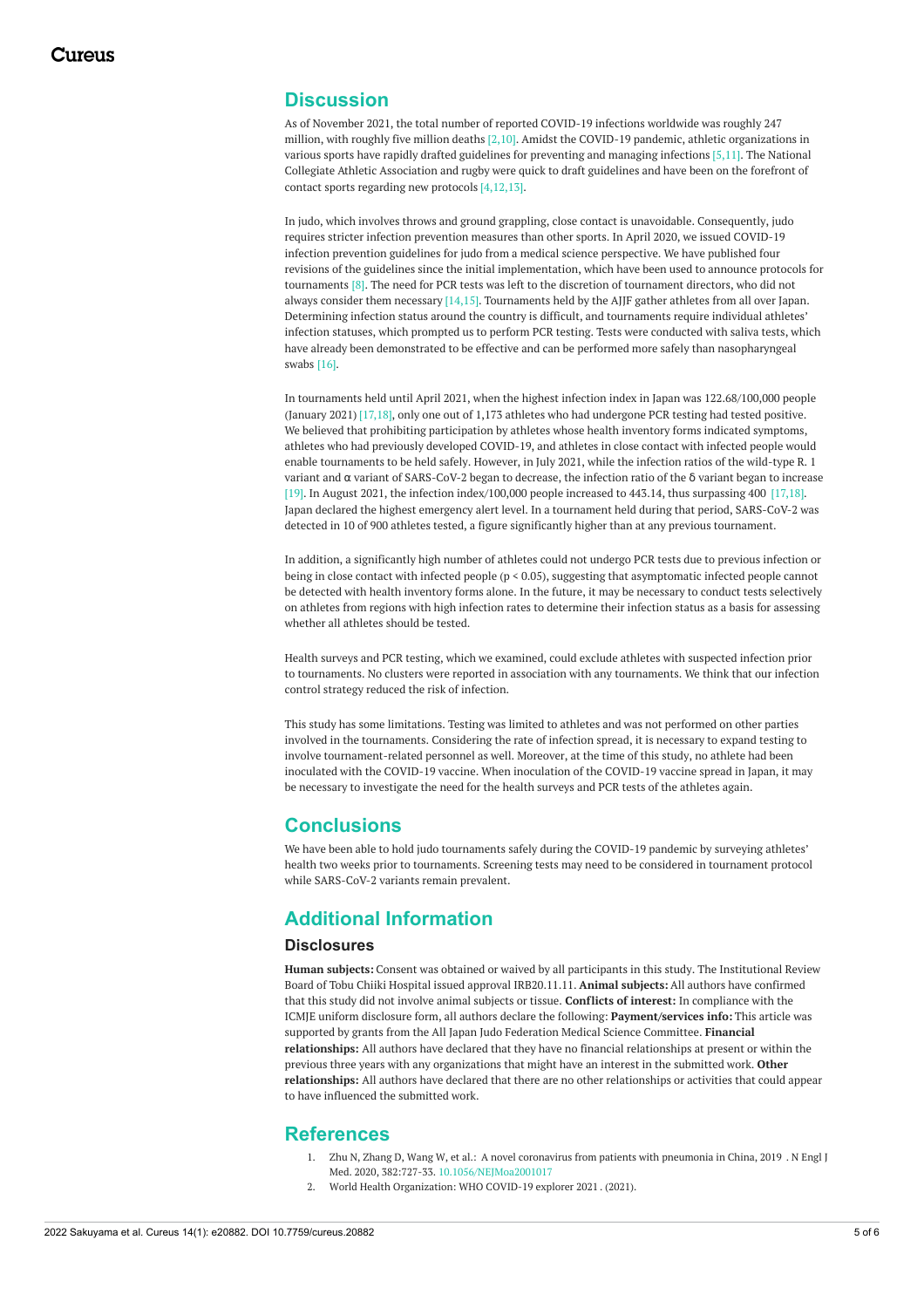## Discussion

As of November 2021, the total number of reported COVID-19 infections worldwide was roughly 247 million, with roughly five million deaths [2,10]. Amidst the COVID-19 pandemic, athletic organizations in various sports have rapidly drafted guidelines for preventing and managing infections [5,11]. The National Collegiate Athletic Association and rugby were quick to draft guidelines and have been on the forefront of contact sports regarding new protocols [4,12,13].

In judo, which involves throws and ground grappling, close contact is unavoidable. Consequently, judo requires stricter infection prevention measures than other sports. In April 2020, we issued COVID-19 infection prevention guidelines for judo from a medical science perspective. We have published four revisions of the guidelines since the initial implementation, which have been used to announce protocols for tournaments [8]. The need for PCR tests was left to the discretion of tournament directors, who did not always consider them necessary [14,15]. Tournaments held by the AJJF gather athletes from all over Japan. Determining infection status around the country is difficult, and tournaments require individual athletes' infection statuses, which prompted us to perform PCR testing. Tests were conducted with saliva tests, which have already been demonstrated to be effective and can be performed more safely than nasopharyngeal swabs [16].

In tournaments held until April 2021, when the highest infection index in Japan was 122.68/100,000 people (January 2021) [17,18], only one out of 1,173 athletes who had undergone PCR testing had tested positive. We believed that prohibiting participation by athletes whose health inventory forms indicated symptoms, athletes who had previously developed COVID-19, and athletes in close contact with infected people would enable tournaments to be held safely. However, in July 2021, while the infection ratios of the wild-type R. 1 variant and α variant of SARS-CoV-2 began to decrease, the infection ratio of the δ variant began to increase [19]. In August 2021, the infection index/100,000 people increased to 443.14, thus surpassing 400 [17,18]. Japan declared the highest emergency alert level. In a tournament held during that period, SARS-CoV-2 was detected in 10 of 900 athletes tested, a figure significantly higher than at any previous tournament.

In addition, a significantly high number of athletes could not undergo PCR tests due to previous infection or being in close contact with infected people ($p < 0.05$), suggesting that asymptomatic infected people cannot be detected with health inventory forms alone. In the future, it may be necessary to conduct tests selectively on athletes from regions with high infection rates to determine their infection status as a basis for assessing whether all athletes should be tested.

Health surveys and PCR testing, which we examined, could exclude athletes with suspected infection prior to tournaments. No clusters were reported in association with any tournaments. We think that our infection control strategy reduced the risk of infection.

This study has some limitations. Testing was limited to athletes and was not performed on other parties involved in the tournaments. Considering the rate of infection spread, it is necessary to expand testing to involve tournament-related personnel as well. Moreover, at the time of this study, no athlete had been inoculated with the COVID-19 vaccine. When inoculation of the COVID-19 vaccine spread in Japan, it may be necessary to investigate the need for the health surveys and PCR tests of the athletes again.

## Conclusions

We have been able to hold judo tournaments safely during the COVID-19 pandemic by surveying athletes' health two weeks prior to tournaments. Screening tests may need to be considered in tournament protocol while SARS-CoV-2 variants remain prevalent.

## Additional Information

### Disclosures

**Human subjects:** Consent was obtained or waived by all participants in this study. The Institutional Review Board of Tobu Chiiki Hospital issued approval IRB20.11.11. **Animal subjects:** All authors have confirmed that this study did not involve animal subjects or tissue. **Conflicts of interest:** In compliance with the ICMJE uniform disclosure form, all authors declare the following: **Payment/services info:** This article was supported by grants from the All Japan Judo Federation Medical Science Committee. **Financial relationships:** All authors have declared that they have no financial relationships at present or within the previous three years with any organizations that might have an interest in the submitted work. **Other relationships:** All authors have declared that there are no other relationships or activities that could appear to have influenced the submitted work.

## References

1. Zhu N, Zhang D, Wang W, et al.: A novel coronavirus from patients with pneumonia in China, 2019 . N Engl J Med. 2020, 382:727-33. 10.1056/NEJMoa2001017
2. World Health Organization: WHO COVID-19 explorer 2021 . (2021).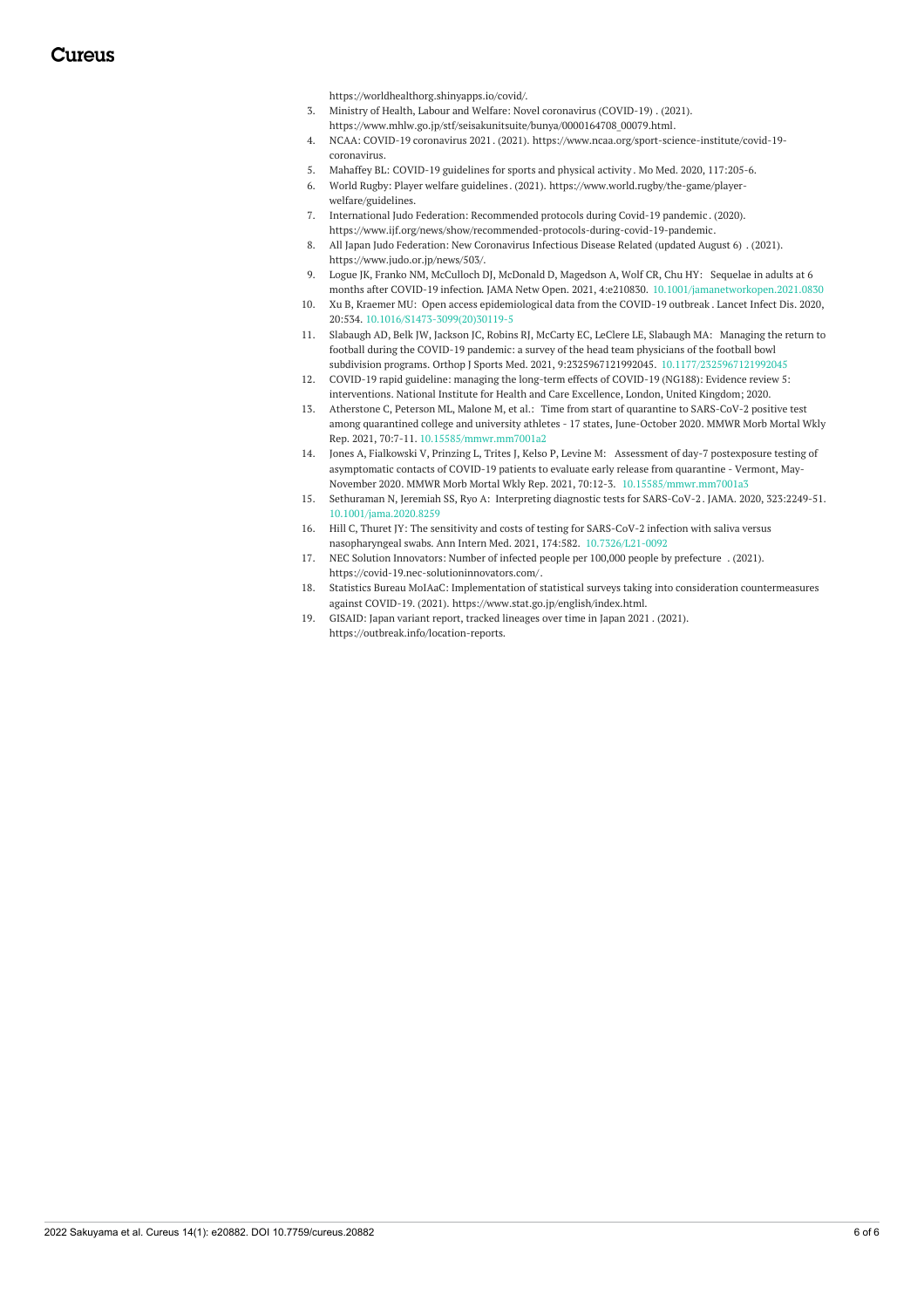https://worldhealthorg.shinyapps.io/covid/.

3. Ministry of Health, Labour and Welfare: Novel coronavirus (COVID-19) . (2021). https://www.mhlw.go.jp/stf/seisakunitsuite/bunya/0000164708_00079.html.
4. NCAA: COVID-19 coronavirus 2021 . (2021). https://www.ncaa.org/sport-science-institute/covid-19-coronavirus.
5. Mahaffey BL: COVID-19 guidelines for sports and physical activity . Mo Med. 2020, 117:205-6.
6. World Rugby: Player welfare guidelines . (2021). https://www.world.rugby/the-game/player-welfare/guidelines.
7. International Judo Federation: Recommended protocols during Covid-19 pandemic . (2020). https://www.ijf.org/news/show/recommended-protocols-during-covid-19-pandemic.
8. All Japan Judo Federation: New Coronavirus Infectious Disease Related (updated August 6) . (2021). https://www.judo.or.jp/news/503/.
9. Logue JK, Franko NM, McCulloch DJ, McDonald D, Magedson A, Wolf CR, Chu HY: Sequelae in adults at 6 months after COVID-19 infection. JAMA Netw Open. 2021, 4:e210830. 10.1001/jamanetworkopen.2021.0830
10. Xu B, Kraemer MU: Open access epidemiological data from the COVID-19 outbreak . Lancet Infect Dis. 2020, 20:534. 10.1016/S1473-3099(20)30119-5
11. Slabaugh AD, Belk JW, Jackson JC, Robins RJ, McCarty EC, LeClere LE, Slabaugh MA: Managing the return to football during the COVID-19 pandemic: a survey of the head team physicians of the football bowl subdivision programs. Orthop J Sports Med. 2021, 9:2325967121992045. 10.1177/2325967121992045
12. COVID-19 rapid guideline: managing the long-term effects of COVID-19 (NG188): Evidence review 5: interventions. National Institute for Health and Care Excellence, London, United Kingdom; 2020.
13. Atherstone C, Peterson ML, Malone M, et al.: Time from start of quarantine to SARS-CoV-2 positive test among quarantined college and university athletes - 17 states, June-October 2020. MMWR Morb Mortal Wkly Rep. 2021, 70:7-11. 10.15585/mmwr.mm7001a2
14. Jones A, Fialkowski V, Prinzing L, Trites J, Kelso P, Levine M: Assessment of day-7 postexposure testing of asymptomatic contacts of COVID-19 patients to evaluate early release from quarantine - Vermont, May-November 2020. MMWR Morb Mortal Wkly Rep. 2021, 70:12-3. 10.15585/mmwr.mm7001a3
15. Sethuraman N, Jeremiah SS, Ryo A: Interpreting diagnostic tests for SARS-CoV-2 . JAMA. 2020, 323:2249-51. 10.1001/jama.2020.8259
16. Hill C, Thuret JY: The sensitivity and costs of testing for SARS-CoV-2 infection with saliva versus nasopharyngeal swabs. Ann Intern Med. 2021, 174:582. 10.7326/L21-0092
17. NEC Solution Innovators: Number of infected people per 100,000 people by prefecture . (2021). https://covid-19.nec-solutioninnovators.com/.
18. Statistics Bureau MoIAaC: Implementation of statistical surveys taking into consideration countermeasures against COVID-19. (2021). https://www.stat.go.jp/english/index.html.
19. GISAID: Japan variant report, tracked lineages over time in Japan 2021 . (2021). https://outbreak.info/location-reports.